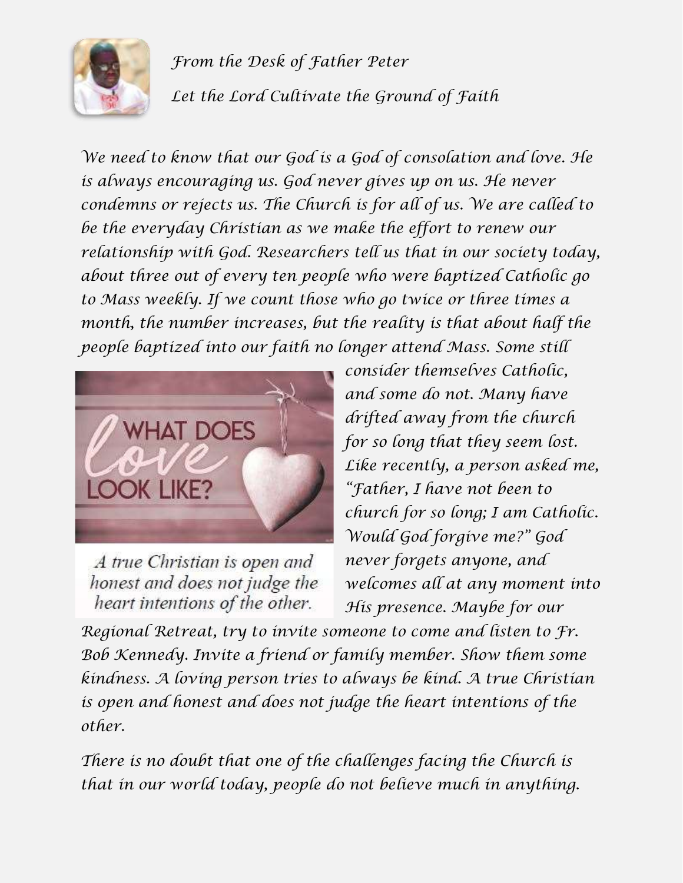*From the Desk of Father Peter*

*Let the Lord Cultivate the Ground of Faith*

*We need to know that our God is a God of consolation and love. He is always encouraging us. God never gives up on us. He never condemns or rejects us. The Church is for all of us. We are called to be the everyday Christian as we make the effort to renew our relationship with God. Researchers tell us that in our society today, about three out of every ten people who were baptized Catholic go to Mass weekly. If we count those who go twice or three times a month, the number increases, but the reality is that about half the people baptized into our faith no longer attend Mass. Some still consider themselves Catholic, and some do not. Many have drifted away from the church for so long that they seem lost. Like recently, a person asked me, "Father, I have not been to church for so long; I am Catholic. Would God forgive me?" God never forgets anyone, and welcomes all at any moment into His presence. Maybe for our Regional Retreat, try to invite someone to come and listen to Fr. Bob Kennedy. Invite a friend or family member. Show them some kindness. A loving person tries to always be kind. A true Christian is open and honest and does not judge the heart intentions of the other.*

WHAT DOES love LOOK LIKE?

A true Christian is open and honest and does not judge the heart intentions of the other.

*There is no doubt that one of the challenges facing the Church is that in our world today, people do not believe much in anything.*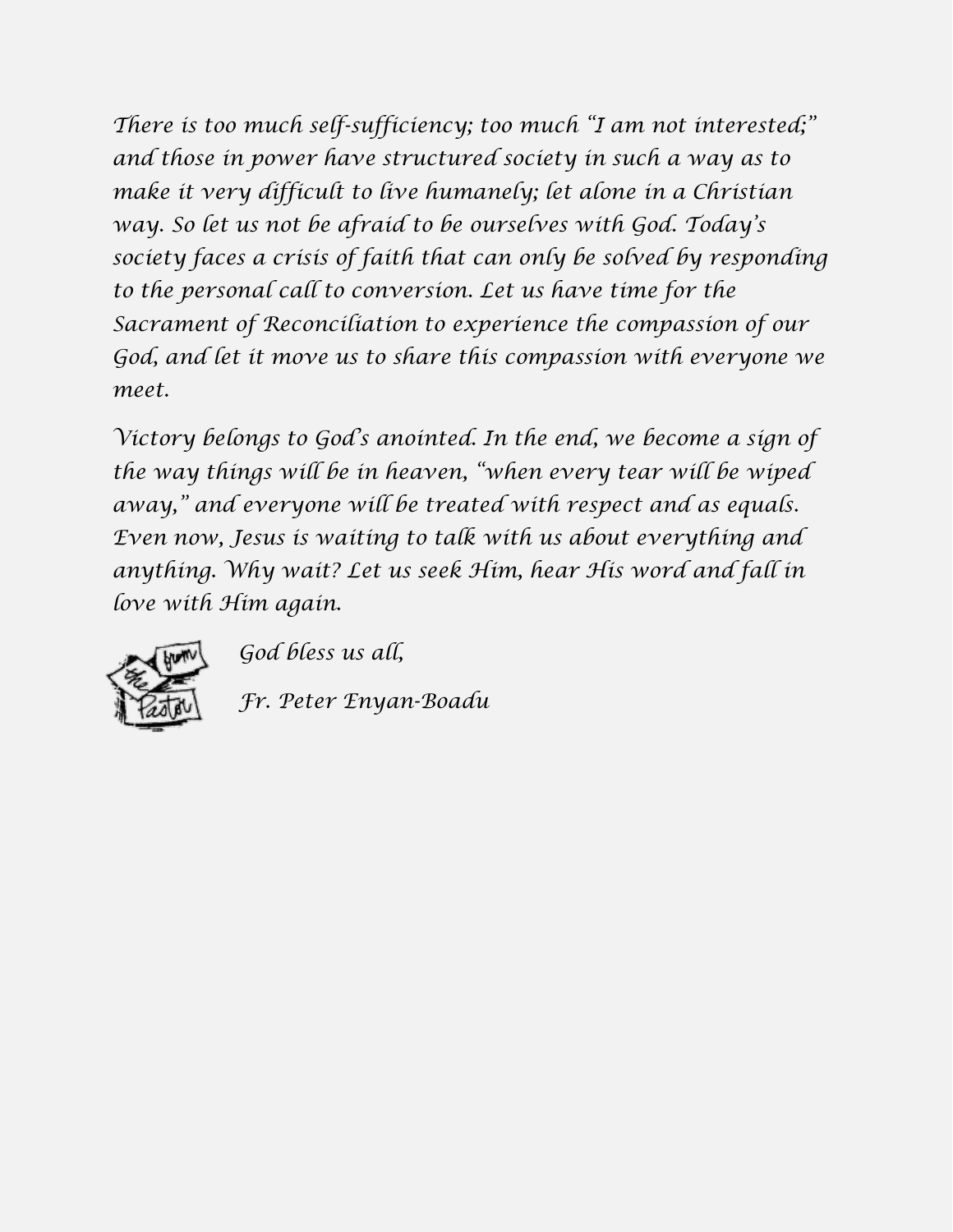*There is too much self-sufficiency; too much "I am not interested;" and those in power have structured society in such a way as to make it very difficult to live humanely; let alone in a Christian way. So let us not be afraid to be ourselves with God. Today's society faces a crisis of faith that can only be solved by responding to the personal call to conversion. Let us have time for the Sacrament of Reconciliation to experience the compassion of our God, and let it move us to share this compassion with everyone we meet.*

*Victory belongs to God's anointed. In the end, we become a sign of the way things will be in heaven, "when every tear will be wiped away," and everyone will be treated with respect and as equals. Even now, Jesus is waiting to talk with us about everything and anything. Why wait? Let us seek Him, hear His word and fall in love with Him again.*

*God bless us all,*

*Fr. Peter Enyan-Boadu*